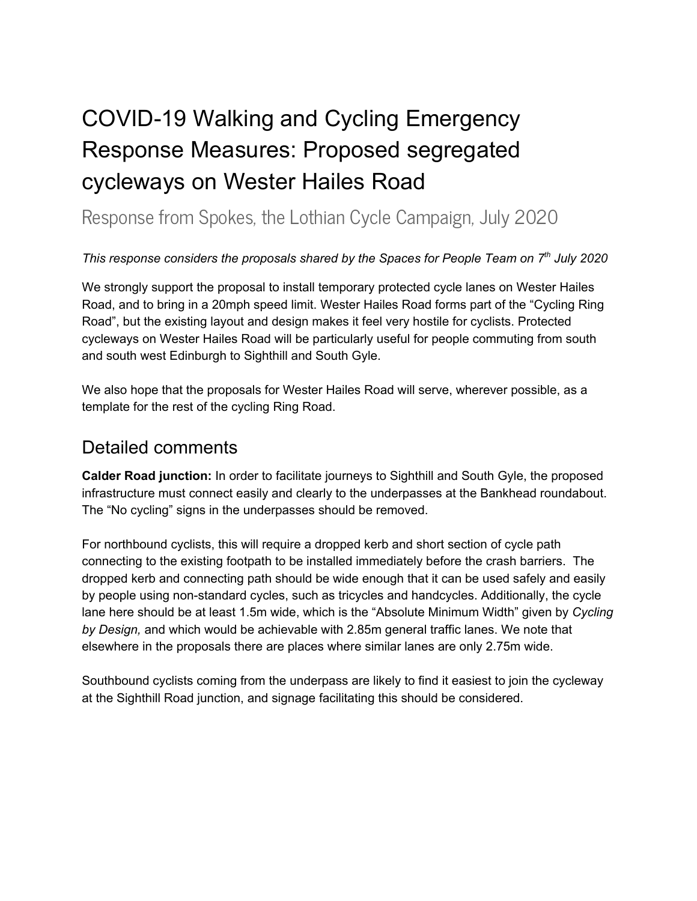# COVID-19 Walking and Cycling Emergency Response Measures: Proposed segregated cycleways on Wester Hailes Road

## Response from Spokes, the Lothian Cycle Campaign, July 2020

*This response considers the proposals shared by the Spaces for People Team on 7th July 2020*

We strongly support the proposal to install temporary protected cycle lanes on Wester Hailes Road, and to bring in a 20mph speed limit. Wester Hailes Road forms part of the "Cycling Ring Road", but the existing layout and design makes it feel very hostile for cyclists. Protected cycleways on Wester Hailes Road will be particularly useful for people commuting from south and south west Edinburgh to Sighthill and South Gyle.

We also hope that the proposals for Wester Hailes Road will serve, wherever possible, as a template for the rest of the cycling Ring Road.

## Detailed comments

**Calder Road junction:** In order to facilitate journeys to Sighthill and South Gyle, the proposed infrastructure must connect easily and clearly to the underpasses at the Bankhead roundabout. The "No cycling" signs in the underpasses should be removed.

For northbound cyclists, this will require a dropped kerb and short section of cycle path connecting to the existing footpath to be installed immediately before the crash barriers. The dropped kerb and connecting path should be wide enough that it can be used safely and easily by people using non-standard cycles, such as tricycles and handcycles. Additionally, the cycle lane here should be at least 1.5m wide, which is the "Absolute Minimum Width" given by *Cycling by Design,* and which would be achievable with 2.85m general traffic lanes. We note that elsewhere in the proposals there are places where similar lanes are only 2.75m wide.

Southbound cyclists coming from the underpass are likely to find it easiest to join the cycleway at the Sighthill Road junction, and signage facilitating this should be considered.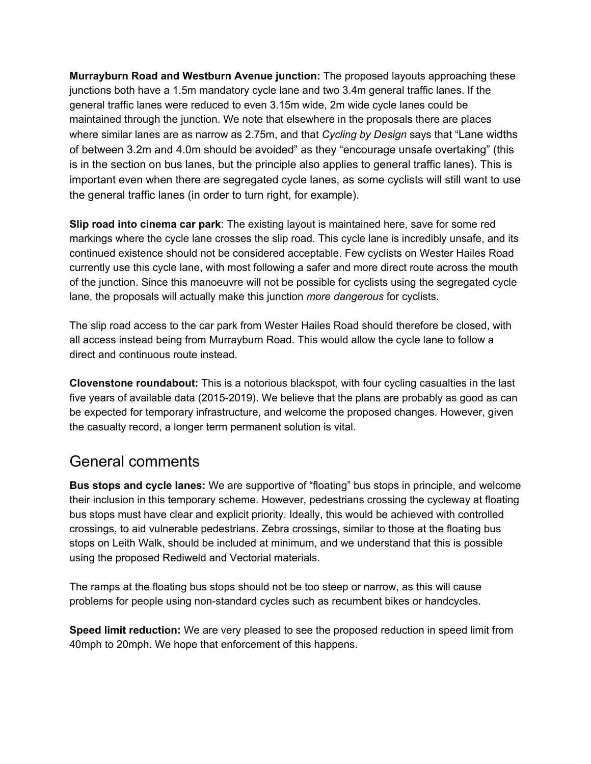**Murrayburn Road and Westburn Avenue junction:** The proposed layouts approaching these junctions both have a 1.5m mandatory cycle lane and two 3.4m general traffic lanes. If the general traffic lanes were reduced to even 3.15m wide, 2m wide cycle lanes could be maintained through the junction. We note that elsewhere in the proposals there are places where similar lanes are as narrow as 2.75m, and that *Cycling by Design* says that "Lane widths of between 3.2m and 4.0m should be avoided" as they "encourage unsafe overtaking" (this is in the section on bus lanes, but the principle also applies to general traffic lanes). This is important even when there are segregated cycle lanes, as some cyclists will still want to use the general traffic lanes (in order to turn right, for example).

**Slip road into cinema car park**: The existing layout is maintained here, save for some red markings where the cycle lane crosses the slip road. This cycle lane is incredibly unsafe, and its continued existence should not be considered acceptable. Few cyclists on Wester Hailes Road currently use this cycle lane, with most following a safer and more direct route across the mouth of the junction. Since this manoeuvre will not be possible for cyclists using the segregated cycle lane, the proposals will actually make this junction *more dangerous* for cyclists.

The slip road access to the car park from Wester Hailes Road should therefore be closed, with all access instead being from Murrayburn Road. This would allow the cycle lane to follow a direct and continuous route instead.

**Clovenstone roundabout:** This is a notorious blackspot, with four cycling casualties in the last five years of available data (2015-2019). We believe that the plans are probably as good as can be expected for temporary infrastructure, and welcome the proposed changes. However, given the casualty record, a longer term permanent solution is vital.

## General comments

**Bus stops and cycle lanes:** We are supportive of "floating" bus stops in principle, and welcome their inclusion in this temporary scheme. However, pedestrians crossing the cycleway at floating bus stops must have clear and explicit priority. Ideally, this would be achieved with controlled crossings, to aid vulnerable pedestrians. Zebra crossings, similar to those at the floating bus stops on Leith Walk, should be included at minimum, and we understand that this is possible using the proposed Rediweld and Vectorial materials.

The ramps at the floating bus stops should not be too steep or narrow, as this will cause problems for people using non-standard cycles such as recumbent bikes or handcycles.

**Speed limit reduction:** We are very pleased to see the proposed reduction in speed limit from 40mph to 20mph. We hope that enforcement of this happens.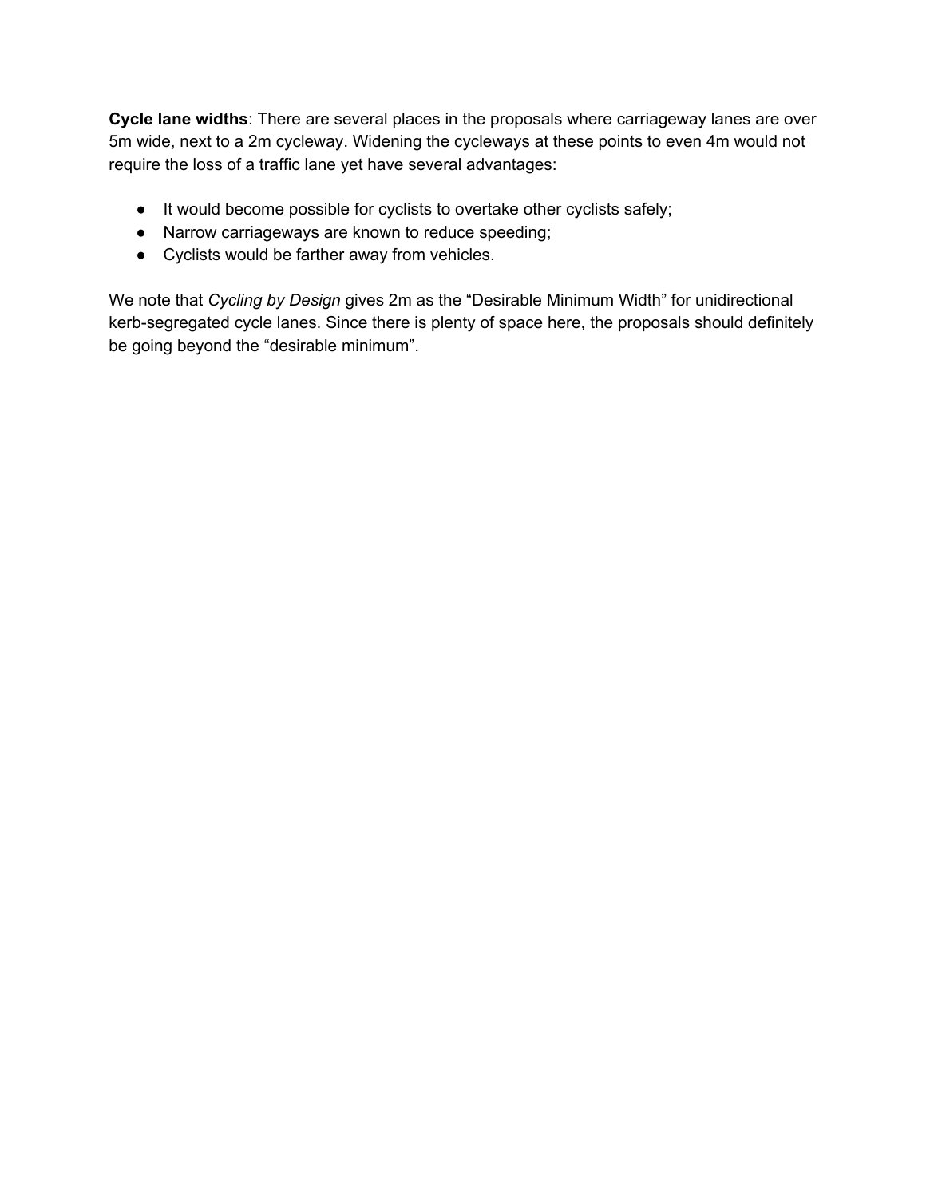**Cycle lane widths**: There are several places in the proposals where carriageway lanes are over 5m wide, next to a 2m cycleway. Widening the cycleways at these points to even 4m would not require the loss of a traffic lane yet have several advantages:

- It would become possible for cyclists to overtake other cyclists safely;
- Narrow carriageways are known to reduce speeding;
- Cyclists would be farther away from vehicles.

We note that *Cycling by Design* gives 2m as the "Desirable Minimum Width" for unidirectional kerb-segregated cycle lanes. Since there is plenty of space here, the proposals should definitely be going beyond the "desirable minimum".